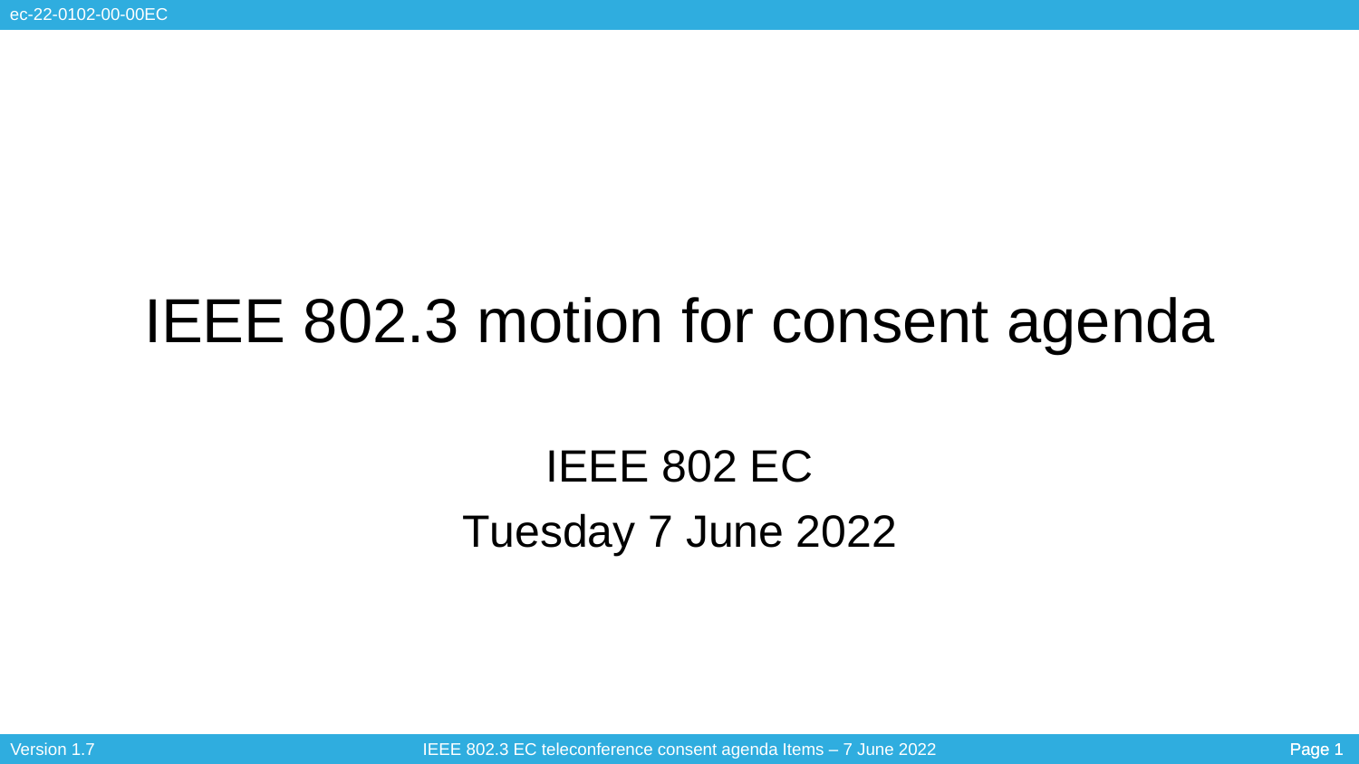# IEEE 802.3 motion for consent agenda

IEEE 802 EC

Tuesday 7 June 2022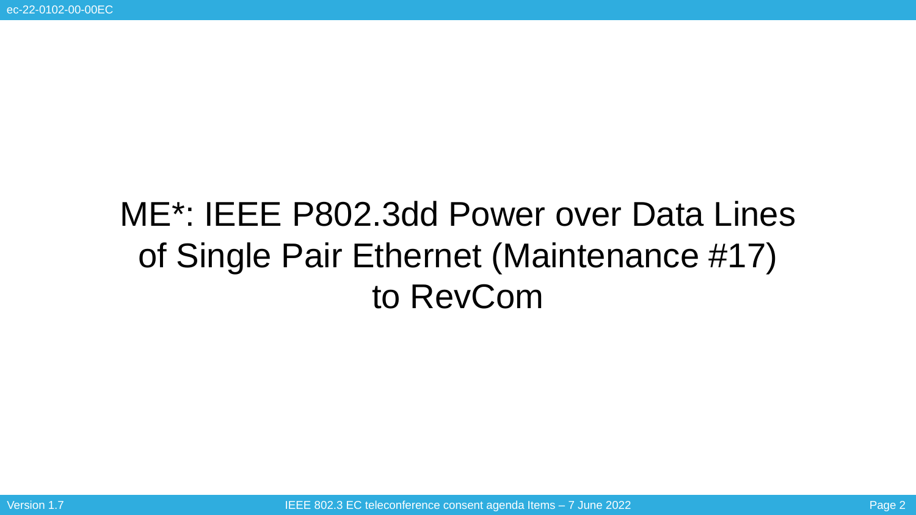# ME*: IEEE P802.3dd Power over Data Lines of Single Pair Ethernet (Maintenance #17) to RevCom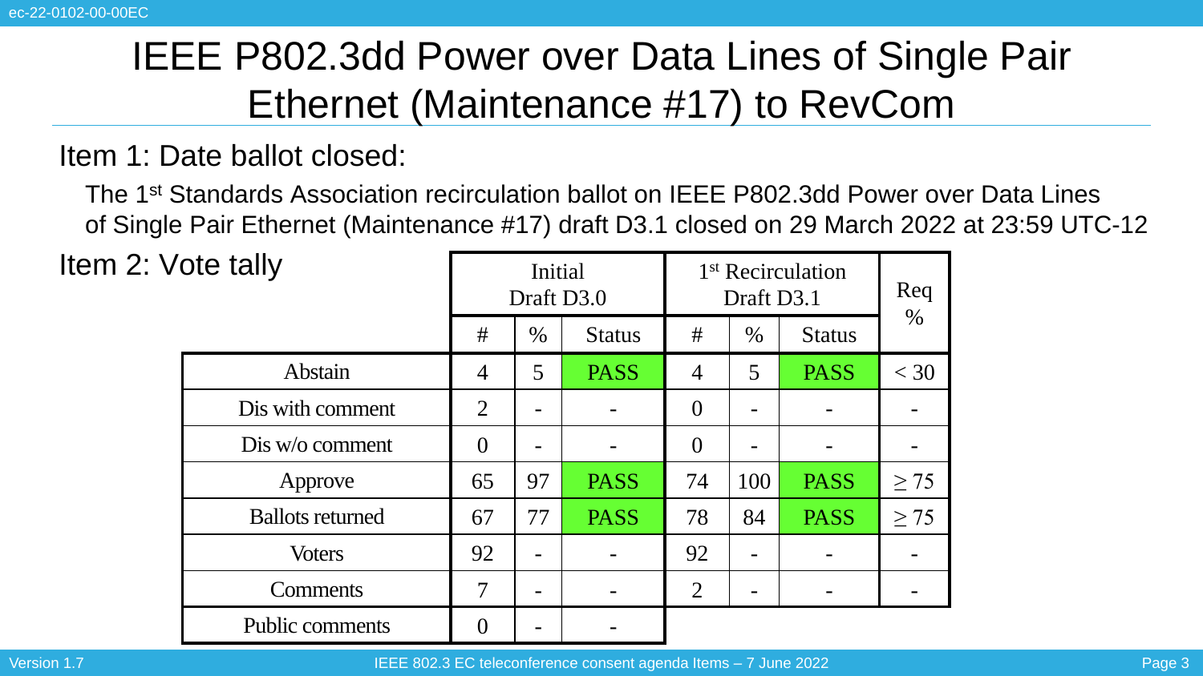# IEEE P802.3dd Power over Data Lines of Single Pair Ethernet (Maintenance #17) to RevCom

## Item 1: Date ballot closed:

The 1st Standards Association recirculation ballot on IEEE P802.3dd Power over Data Lines of Single Pair Ethernet (Maintenance #17) draft D3.1 closed on 29 March 2022 at 23:59 UTC-12

## Item 2: Vote tally

| | Initial Draft D3.0 | | | 1st Recirculation Draft D3.1 | | | Req % |
|---|---|---|---|---|---|---|---|
| | # | % | Status | # | % | Status | |
| Abstain | 4 | 5 | PASS | 4 | 5 | PASS | < 30 |
| Dis with comment | 2 | - | - | 0 | - | - | - |
| Dis w/o comment | 0 | - | - | 0 | - | - | - |
| Approve | 65 | 97 | PASS | 74 | 100 | PASS | ≥ 75 |
| Ballots returned | 67 | 77 | PASS | 78 | 84 | PASS | ≥ 75 |
| Voters | 92 | - | - | 92 | - | - | - |
| Comments | 7 | - | - | 2 | - | - | - |
| Public comments | 0 | - | - | | | | |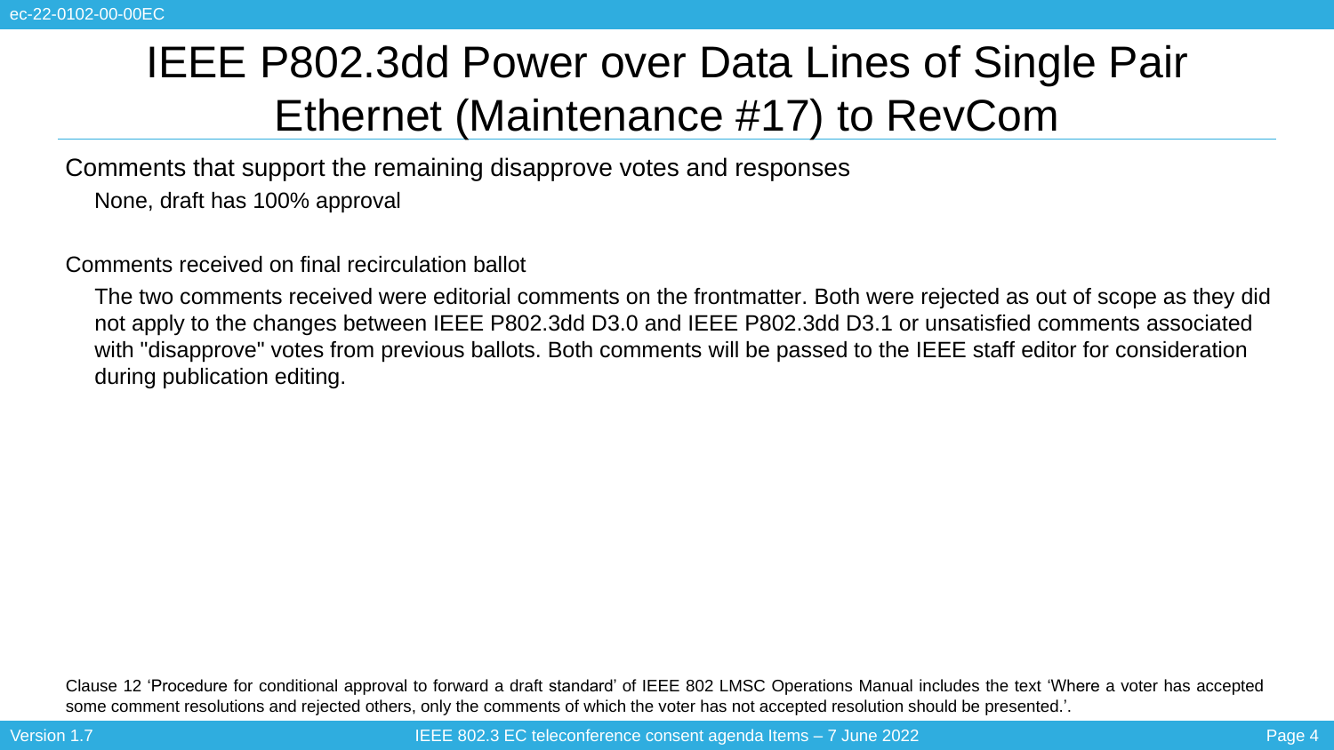# IEEE P802.3dd Power over Data Lines of Single Pair Ethernet (Maintenance #17) to RevCom

Comments that support the remaining disapprove votes and responses

- None, draft has 100% approval

Comments received on final recirculation ballot

- The two comments received were editorial comments on the frontmatter. Both were rejected as out of scope as they did not apply to the changes between IEEE P802.3dd D3.0 and IEEE P802.3dd D3.1 or unsatisfied comments associated with "disapprove" votes from previous ballots. Both comments will be passed to the IEEE staff editor for consideration during publication editing.

Clause 12 'Procedure for conditional approval to forward a draft standard' of IEEE 802 LMSC Operations Manual includes the text 'Where a voter has accepted some comment resolutions and rejected others, only the comments of which the voter has not accepted resolution should be presented.'.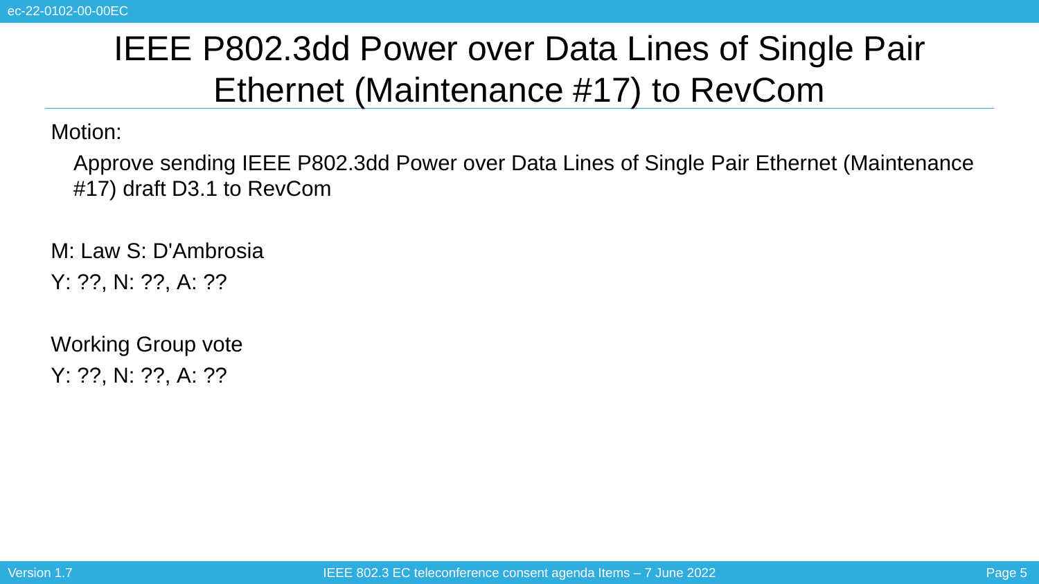# IEEE P802.3dd Power over Data Lines of Single Pair Ethernet (Maintenance #17) to RevCom

Motion:

Approve sending IEEE P802.3dd Power over Data Lines of Single Pair Ethernet (Maintenance #17) draft D3.1 to RevCom

M: Law S: D'Ambrosia

Y: ??, N: ??, A: ??

Working Group vote

Y: ??, N: ??, A: ??